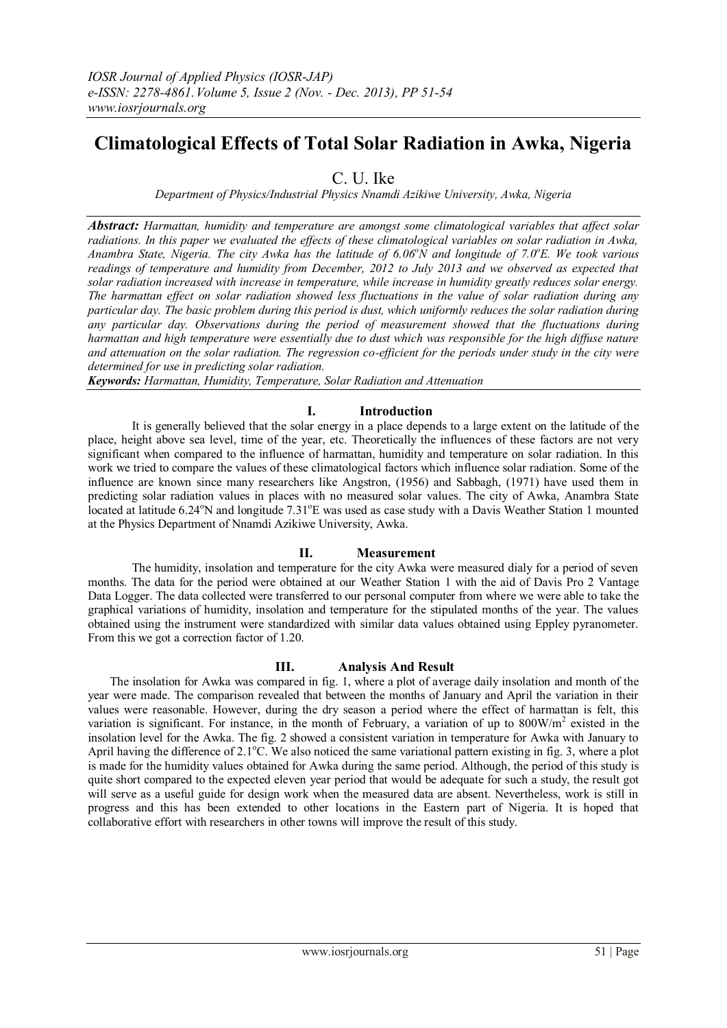# Climatological Effects of Total Solar Radiation in Awka, Nigeria

C. U. Ike

*Department of Physics/Industrial Physics Nnamdi Azikiwe University, Awka, Nigeria*

***Abstract:*** *Harmattan, humidity and temperature are amongst some climatological variables that affect solar radiations. In this paper we evaluated the effects of these climatological variables on solar radiation in Awka, Anambra State, Nigeria. The city Awka has the latitude of 6.06°N and longitude of 7.0°E. We took various readings of temperature and humidity from December, 2012 to July 2013 and we observed as expected that solar radiation increased with increase in temperature, while increase in humidity greatly reduces solar energy. The harmattan effect on solar radiation showed less fluctuations in the value of solar radiation during any particular day. The basic problem during this period is dust, which uniformly reduces the solar radiation during any particular day. Observations during the period of measurement showed that the fluctuations during harmattan and high temperature were essentially due to dust which was responsible for the high diffuse nature and attenuation on the solar radiation. The regression co-efficient for the periods under study in the city were determined for use in predicting solar radiation.*

***Keywords:*** *Harmattan, Humidity, Temperature, Solar Radiation and Attenuation*

## I. Introduction

It is generally believed that the solar energy in a place depends to a large extent on the latitude of the place, height above sea level, time of the year, etc. Theoretically the influences of these factors are not very significant when compared to the influence of harmattan, humidity and temperature on solar radiation. In this work we tried to compare the values of these climatological factors which influence solar radiation. Some of the influence are known since many researchers like Angstron, (1956) and Sabbagh, (1971) have used them in predicting solar radiation values in places with no measured solar values. The city of Awka, Anambra State located at latitude 6.24°N and longitude 7.31°E was used as case study with a Davis Weather Station 1 mounted at the Physics Department of Nnamdi Azikiwe University, Awka.

## II. Measurement

The humidity, insolation and temperature for the city Awka were measured dialy for a period of seven months. The data for the period were obtained at our Weather Station 1 with the aid of Davis Pro 2 Vantage Data Logger. The data collected were transferred to our personal computer from where we were able to take the graphical variations of humidity, insolation and temperature for the stipulated months of the year. The values obtained using the instrument were standardized with similar data values obtained using Eppley pyranometer. From this we got a correction factor of 1.20.

## III. Analysis And Result

The insolation for Awka was compared in fig. 1, where a plot of average daily insolation and month of the year were made. The comparison revealed that between the months of January and April the variation in their values were reasonable. However, during the dry season a period where the effect of harmattan is felt, this variation is significant. For instance, in the month of February, a variation of up to 800W/m$^2$ existed in the insolation level for the Awka. The fig. 2 showed a consistent variation in temperature for Awka with January to April having the difference of 2.1°C. We also noticed the same variational pattern existing in fig. 3, where a plot is made for the humidity values obtained for Awka during the same period. Although, the period of this study is quite short compared to the expected eleven year period that would be adequate for such a study, the result got will serve as a useful guide for design work when the measured data are absent. Nevertheless, work is still in progress and this has been extended to other locations in the Eastern part of Nigeria. It is hoped that collaborative effort with researchers in other towns will improve the result of this study.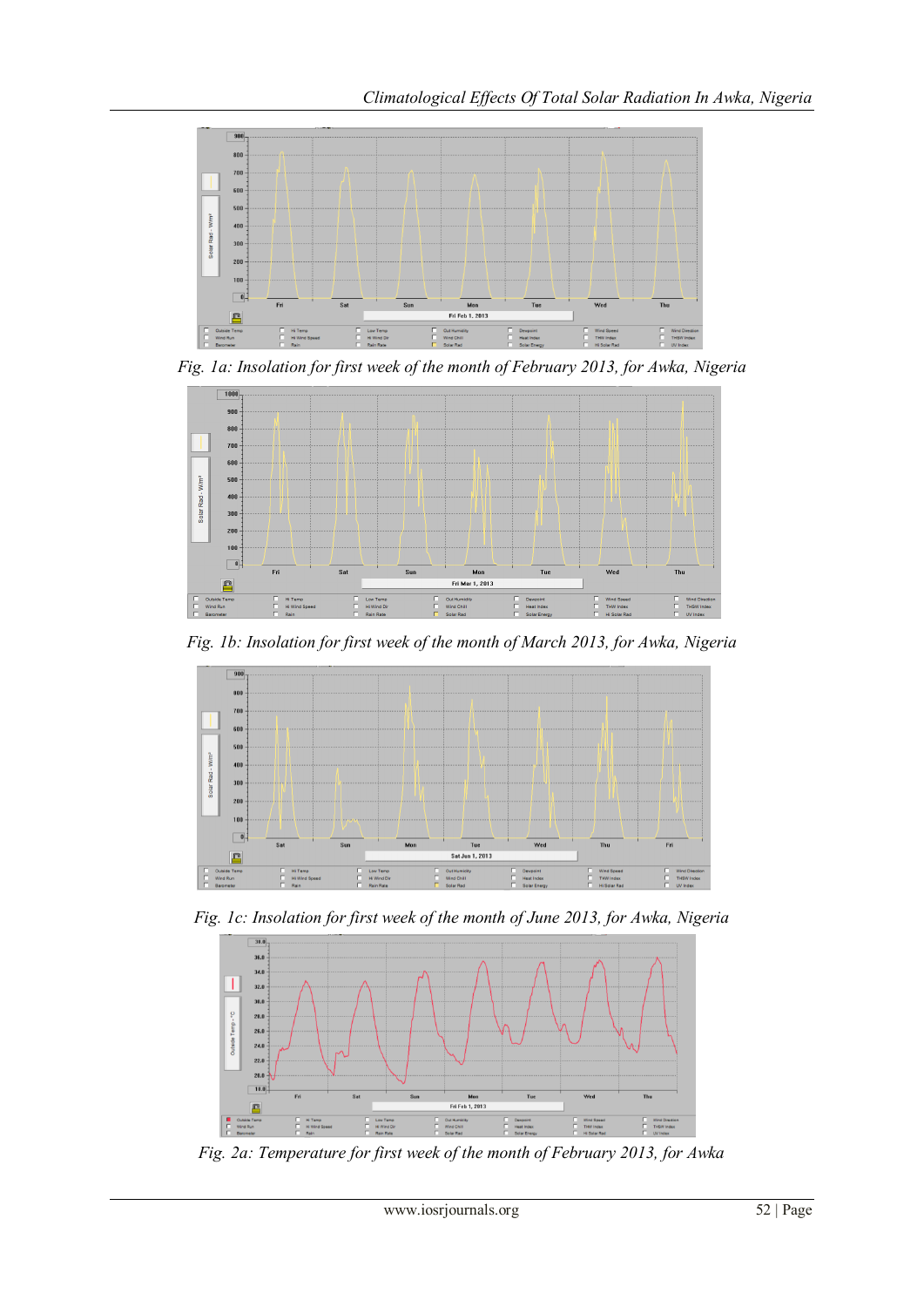Fig. 1a: Insolation for first week of the month of February 2013, for Awka, Nigeria

Fig. 1b: Insolation for first week of the month of March 2013, for Awka, Nigeria

Fig. 1c: Insolation for first week of the month of June 2013, for Awka, Nigeria

Fig. 2a: Temperature for first week of the month of February 2013, for Awka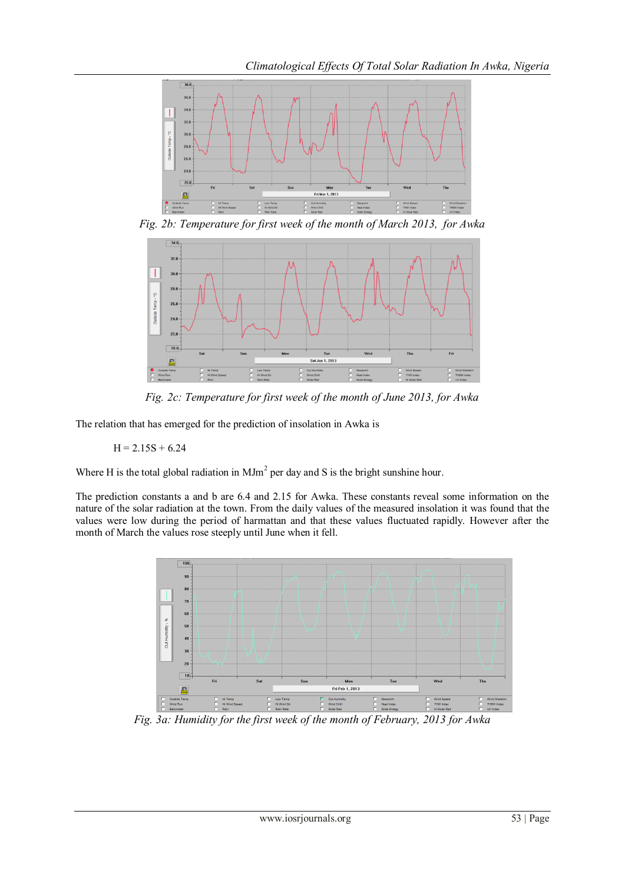Fig. 2b: Temperature for first week of the month of March 2013, for Awka

Fig. 2c: Temperature for first week of the month of June 2013, for Awka

The relation that has emerged for the prediction of insolation in Awka is

$$H = 2.15S + 6.24$$

Where H is the total global radiation in $MJm^2$ per day and S is the bright sunshine hour.

The prediction constants a and b are 6.4 and 2.15 for Awka. These constants reveal some information on the nature of the solar radiation at the town. From the daily values of the measured insolation it was found that the values were low during the period of harmattan and that these values fluctuated rapidly. However after the month of March the values rose steeply until June when it fell.

Fig. 3a: Humidity for the first week of the month of February, 2013 for Awka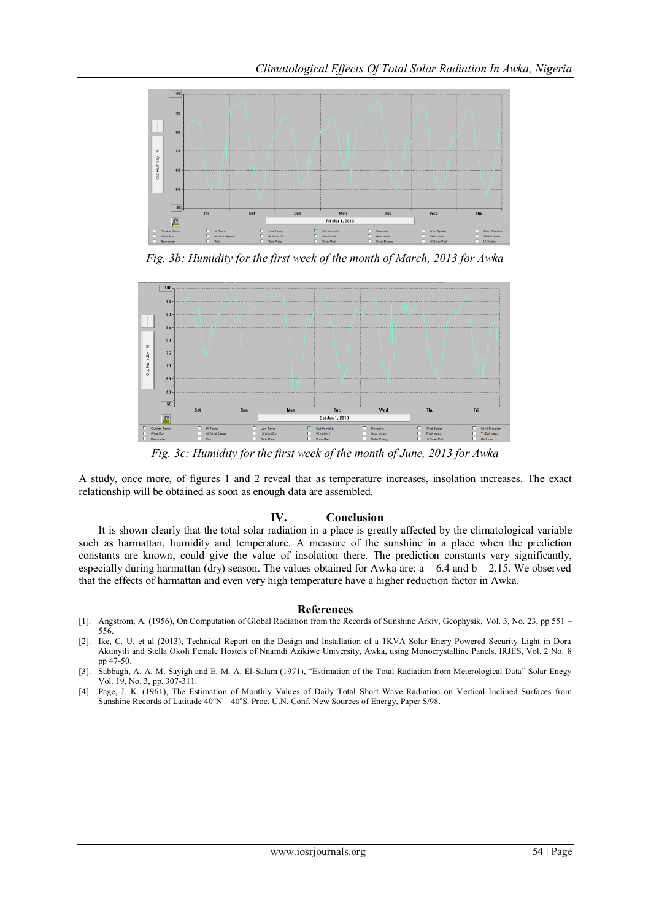100
90
80
70
60
50
40
Out Humidity - %
Fri Sat Sun Mon Tue Wed Thu
Fri Mar 1, 2013
Outside Temp Hi Temp Low Temp Out Humidity Dewpoint Wind Speed Wind Direction
Wind Run Hi Wind Speed Hi Wind Dir Wind Chill Heat Index THW Index THSW Index
Barometer Rain Rain Rate Solar Rad Solar Energy Hi Solar Rad UV Index

*Fig. 3b: Humidity for the first week of the month of March, 2013 for Awka*

100
95
90
85
80
75
70
65
60
55
Out Humidity - %
Sat Sun Mon Tue Wed Thu Fri
Sat Jun 1, 2013
Outside Temp Hi Temp Low Temp Out Humidity Dewpoint Wind Speed Wind Direction
Wind Run Hi Wind Speed Hi Wind Dir Wind Chill Heat Index THW Index THSW Index
Barometer Rain Rain Rate Solar Rad Solar Energy Hi Solar Rad UV Index

*Fig. 3c: Humidity for the first week of the month of June, 2013 for Awka*

A study, once more, of figures 1 and 2 reveal that as temperature increases, insolation increases. The exact relationship will be obtained as soon as enough data are assembled.

## IV. Conclusion

It is shown clearly that the total solar radiation in a place is greatly affected by the climatological variable such as harmattan, humidity and temperature. A measure of the sunshine in a place when the prediction constants are known, could give the value of insolation there. The prediction constants vary significantly, especially during harmattan (dry) season. The values obtained for Awka are: $a = 6.4$ and $b = 2.15$. We observed that the effects of harmattan and even very high temperature have a higher reduction factor in Awka.

## References

[1]. Angstrom, A. (1956), On Computation of Global Radiation from the Records of Sunshine Arkiv, Geophysik, Vol. 3, No. 23, pp 551 – 556.

[2]. Ike, C. U. et al (2013), Technical Report on the Design and Installation of a 1KVA Solar Enery Powered Security Light in Dora Akunyili and Stella Okoli Female Hostels of Nnamdi Azikiwe University, Awka, using Monocrystalline Panels, IRJES, Vol. 2 No. 8 pp 47-50.

[3]. Sabbagh, A. A. M. Sayigh and E. M. A. El-Salam (1971), "Estimation of the Total Radiation from Meterological Data" Solar Enegy Vol. 19, No. 3, pp. 307-311.

[4]. Page, J. K. (1961), The Estimation of Monthly Values of Daily Total Short Wave Radiation on Vertical Inclined Surfaces from Sunshine Records of Latitude 40°N – 40°S. Proc. U.N. Conf. New Sources of Energy, Paper S/98.